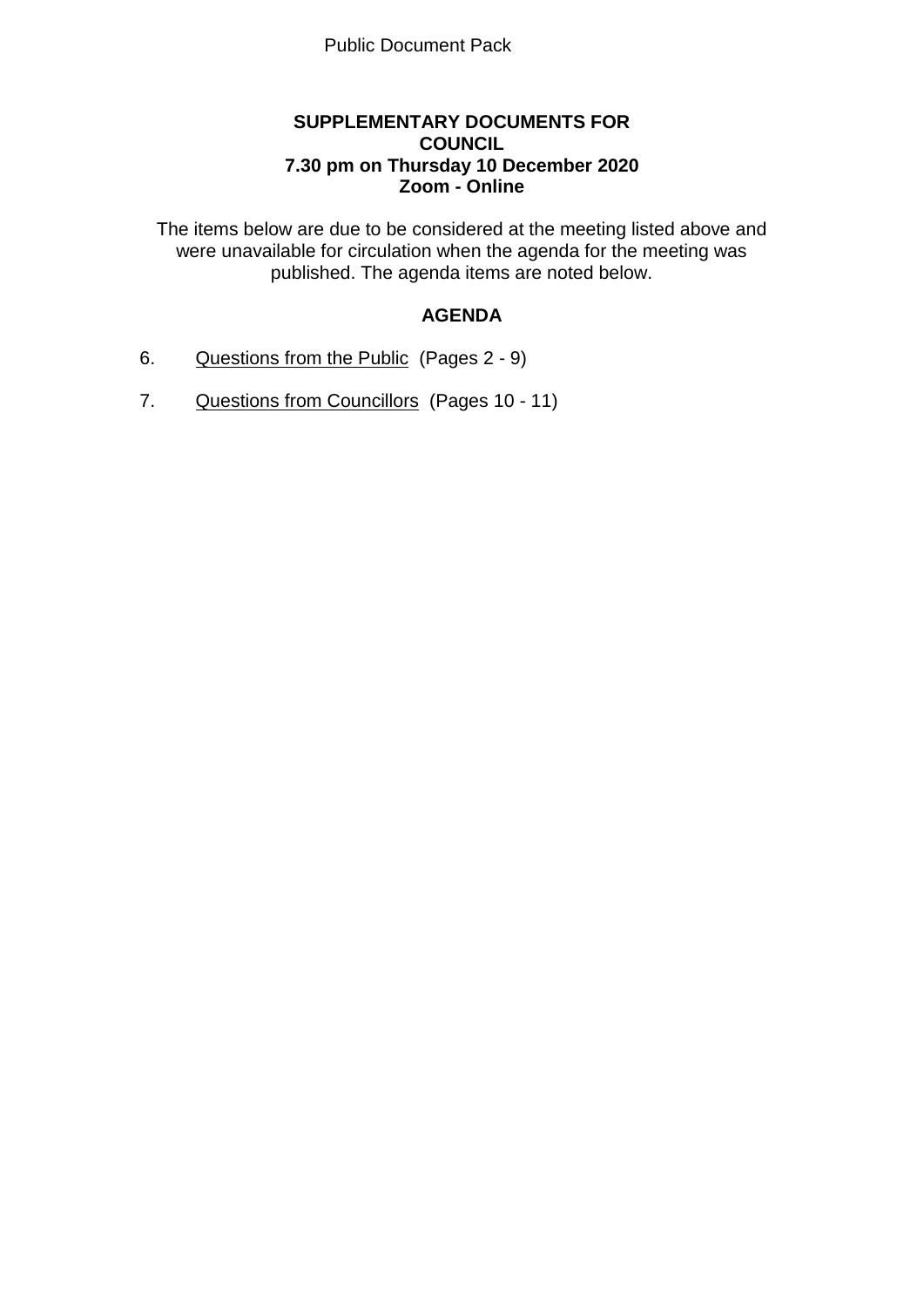Public Document Pack

**SUPPLEMENTARY DOCUMENTS FOR**
**COUNCIL**
**7.30 pm on Thursday 10 December 2020**
**Zoom - Online**

The items below are due to be considered at the meeting listed above and were unavailable for circulation when the agenda for the meeting was published. The agenda items are noted below.

## AGENDA

6. Questions from the Public (Pages 2 - 9)

7. Questions from Councillors (Pages 10 - 11)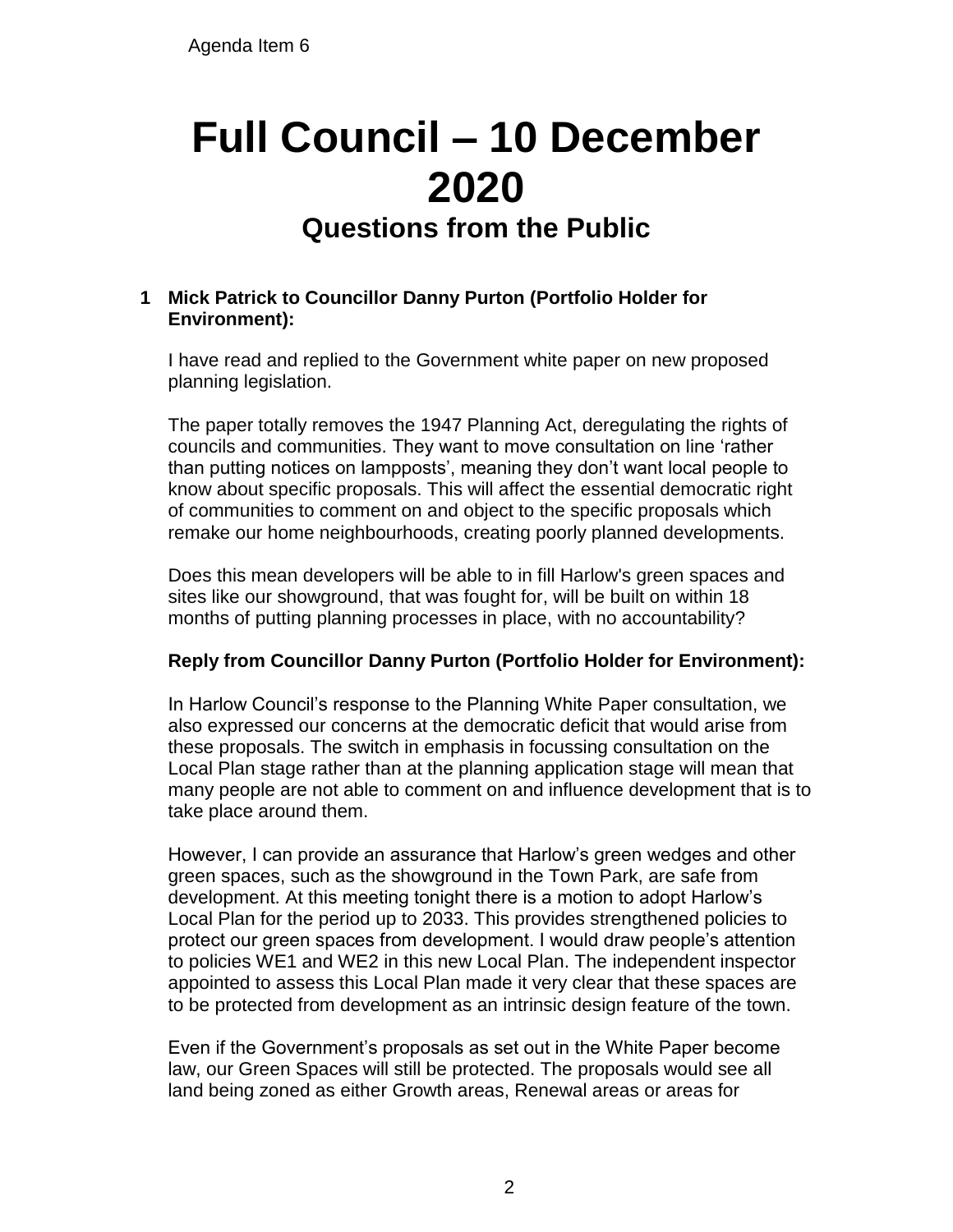Agenda Item 6

# Full Council – 10 December 2020

## Questions from the Public

**1 Mick Patrick to Councillor Danny Purton (Portfolio Holder for Environment):**

I have read and replied to the Government white paper on new proposed planning legislation.

The paper totally removes the 1947 Planning Act, deregulating the rights of councils and communities. They want to move consultation on line 'rather than putting notices on lampposts', meaning they don't want local people to know about specific proposals. This will affect the essential democratic right of communities to comment on and object to the specific proposals which remake our home neighbourhoods, creating poorly planned developments.

Does this mean developers will be able to in fill Harlow's green spaces and sites like our showground, that was fought for, will be built on within 18 months of putting planning processes in place, with no accountability?

**Reply from Councillor Danny Purton (Portfolio Holder for Environment):**

In Harlow Council's response to the Planning White Paper consultation, we also expressed our concerns at the democratic deficit that would arise from these proposals. The switch in emphasis in focussing consultation on the Local Plan stage rather than at the planning application stage will mean that many people are not able to comment on and influence development that is to take place around them.

However, I can provide an assurance that Harlow's green wedges and other green spaces, such as the showground in the Town Park, are safe from development. At this meeting tonight there is a motion to adopt Harlow's Local Plan for the period up to 2033. This provides strengthened policies to protect our green spaces from development. I would draw people's attention to policies WE1 and WE2 in this new Local Plan. The independent inspector appointed to assess this Local Plan made it very clear that these spaces are to be protected from development as an intrinsic design feature of the town.

Even if the Government's proposals as set out in the White Paper become law, our Green Spaces will still be protected. The proposals would see all land being zoned as either Growth areas, Renewal areas or areas for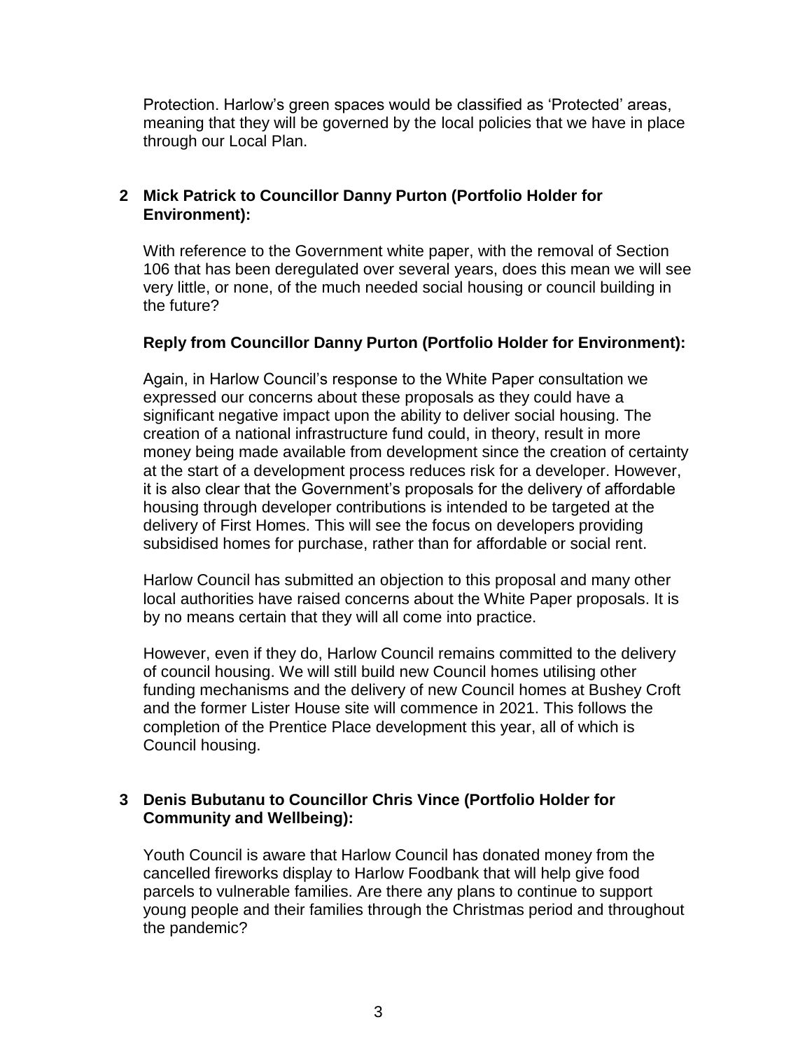Protection. Harlow's green spaces would be classified as 'Protected' areas, meaning that they will be governed by the local policies that we have in place through our Local Plan.

**2 Mick Patrick to Councillor Danny Purton (Portfolio Holder for Environment):**

With reference to the Government white paper, with the removal of Section 106 that has been deregulated over several years, does this mean we will see very little, or none, of the much needed social housing or council building in the future?

**Reply from Councillor Danny Purton (Portfolio Holder for Environment):**

Again, in Harlow Council's response to the White Paper consultation we expressed our concerns about these proposals as they could have a significant negative impact upon the ability to deliver social housing. The creation of a national infrastructure fund could, in theory, result in more money being made available from development since the creation of certainty at the start of a development process reduces risk for a developer. However, it is also clear that the Government's proposals for the delivery of affordable housing through developer contributions is intended to be targeted at the delivery of First Homes. This will see the focus on developers providing subsidised homes for purchase, rather than for affordable or social rent.

Harlow Council has submitted an objection to this proposal and many other local authorities have raised concerns about the White Paper proposals. It is by no means certain that they will all come into practice.

However, even if they do, Harlow Council remains committed to the delivery of council housing. We will still build new Council homes utilising other funding mechanisms and the delivery of new Council homes at Bushey Croft and the former Lister House site will commence in 2021. This follows the completion of the Prentice Place development this year, all of which is Council housing.

**3 Denis Bubutanu to Councillor Chris Vince (Portfolio Holder for Community and Wellbeing):**

Youth Council is aware that Harlow Council has donated money from the cancelled fireworks display to Harlow Foodbank that will help give food parcels to vulnerable families. Are there any plans to continue to support young people and their families through the Christmas period and throughout the pandemic?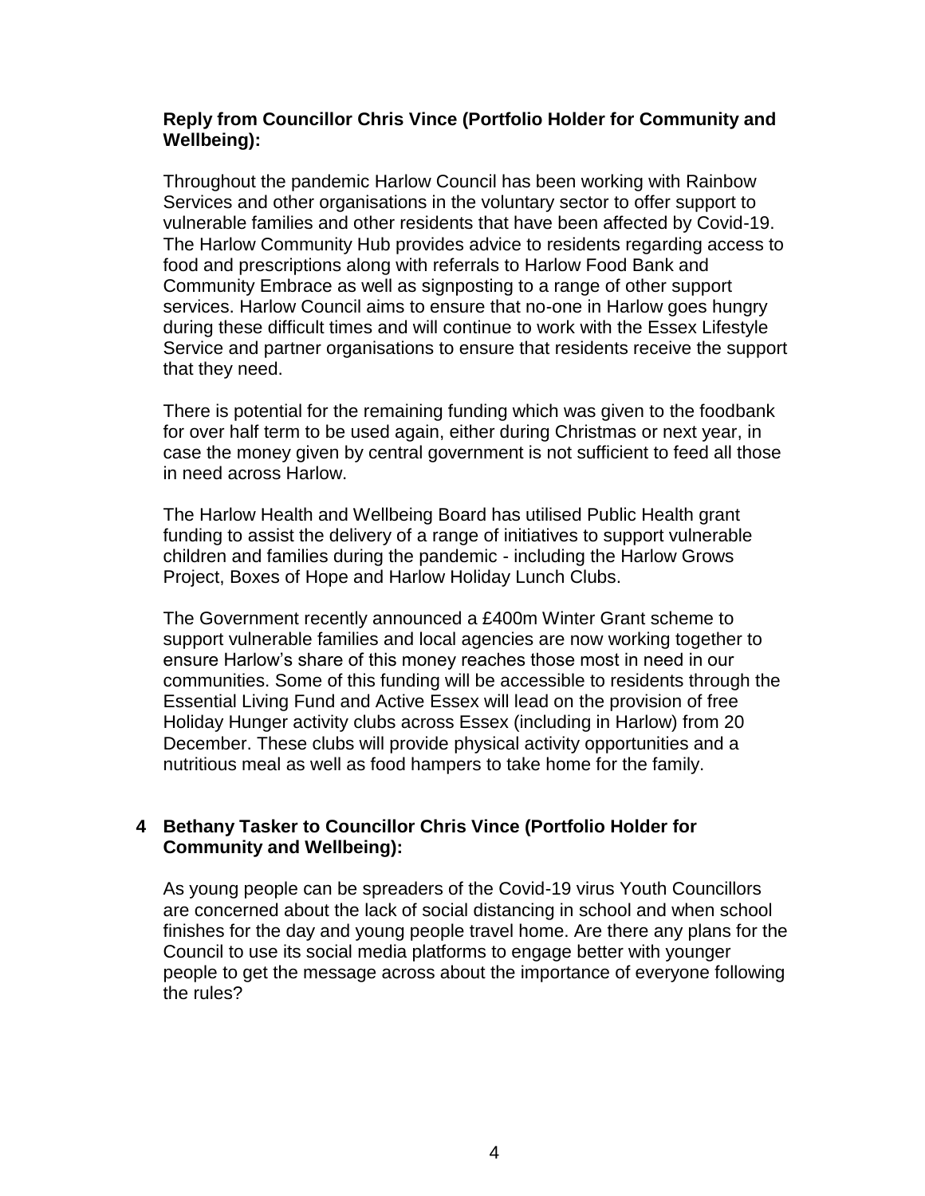**Reply from Councillor Chris Vince (Portfolio Holder for Community and Wellbeing):**

Throughout the pandemic Harlow Council has been working with Rainbow Services and other organisations in the voluntary sector to offer support to vulnerable families and other residents that have been affected by Covid-19. The Harlow Community Hub provides advice to residents regarding access to food and prescriptions along with referrals to Harlow Food Bank and Community Embrace as well as signposting to a range of other support services. Harlow Council aims to ensure that no-one in Harlow goes hungry during these difficult times and will continue to work with the Essex Lifestyle Service and partner organisations to ensure that residents receive the support that they need.

There is potential for the remaining funding which was given to the foodbank for over half term to be used again, either during Christmas or next year, in case the money given by central government is not sufficient to feed all those in need across Harlow.

The Harlow Health and Wellbeing Board has utilised Public Health grant funding to assist the delivery of a range of initiatives to support vulnerable children and families during the pandemic - including the Harlow Grows Project, Boxes of Hope and Harlow Holiday Lunch Clubs.

The Government recently announced a £400m Winter Grant scheme to support vulnerable families and local agencies are now working together to ensure Harlow's share of this money reaches those most in need in our communities. Some of this funding will be accessible to residents through the Essential Living Fund and Active Essex will lead on the provision of free Holiday Hunger activity clubs across Essex (including in Harlow) from 20 December. These clubs will provide physical activity opportunities and a nutritious meal as well as food hampers to take home for the family.

**4 Bethany Tasker to Councillor Chris Vince (Portfolio Holder for Community and Wellbeing):**

As young people can be spreaders of the Covid-19 virus Youth Councillors are concerned about the lack of social distancing in school and when school finishes for the day and young people travel home. Are there any plans for the Council to use its social media platforms to engage better with younger people to get the message across about the importance of everyone following the rules?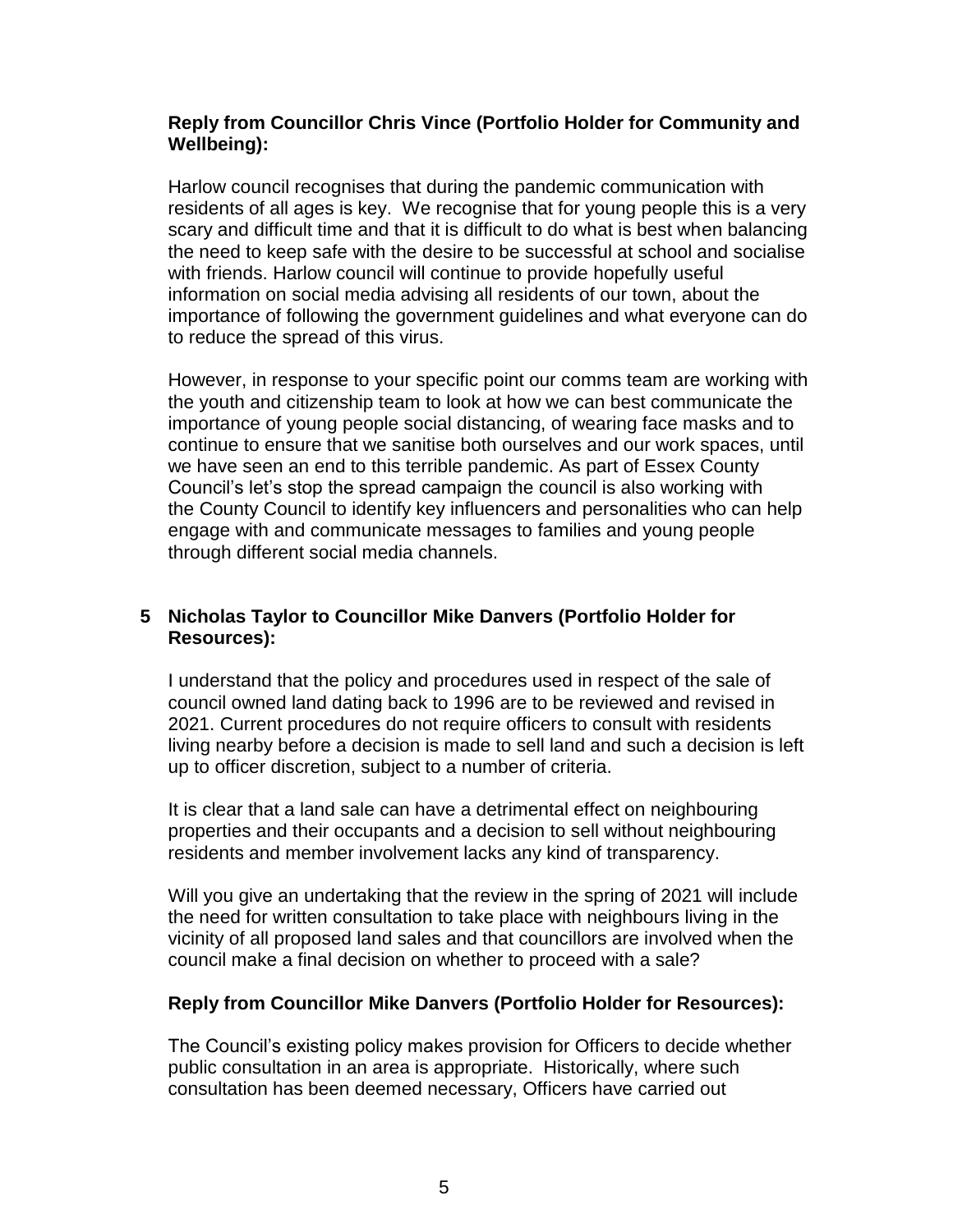**Reply from Councillor Chris Vince (Portfolio Holder for Community and Wellbeing):**

Harlow council recognises that during the pandemic communication with residents of all ages is key. We recognise that for young people this is a very scary and difficult time and that it is difficult to do what is best when balancing the need to keep safe with the desire to be successful at school and socialise with friends. Harlow council will continue to provide hopefully useful information on social media advising all residents of our town, about the importance of following the government guidelines and what everyone can do to reduce the spread of this virus.

However, in response to your specific point our comms team are working with the youth and citizenship team to look at how we can best communicate the importance of young people social distancing, of wearing face masks and to continue to ensure that we sanitise both ourselves and our work spaces, until we have seen an end to this terrible pandemic. As part of Essex County Council's let's stop the spread campaign the council is also working with the County Council to identify key influencers and personalities who can help engage with and communicate messages to families and young people through different social media channels.

**5 Nicholas Taylor to Councillor Mike Danvers (Portfolio Holder for Resources):**

I understand that the policy and procedures used in respect of the sale of council owned land dating back to 1996 are to be reviewed and revised in 2021. Current procedures do not require officers to consult with residents living nearby before a decision is made to sell land and such a decision is left up to officer discretion, subject to a number of criteria.

It is clear that a land sale can have a detrimental effect on neighbouring properties and their occupants and a decision to sell without neighbouring residents and member involvement lacks any kind of transparency.

Will you give an undertaking that the review in the spring of 2021 will include the need for written consultation to take place with neighbours living in the vicinity of all proposed land sales and that councillors are involved when the council make a final decision on whether to proceed with a sale?

**Reply from Councillor Mike Danvers (Portfolio Holder for Resources):**

The Council's existing policy makes provision for Officers to decide whether public consultation in an area is appropriate. Historically, where such consultation has been deemed necessary, Officers have carried out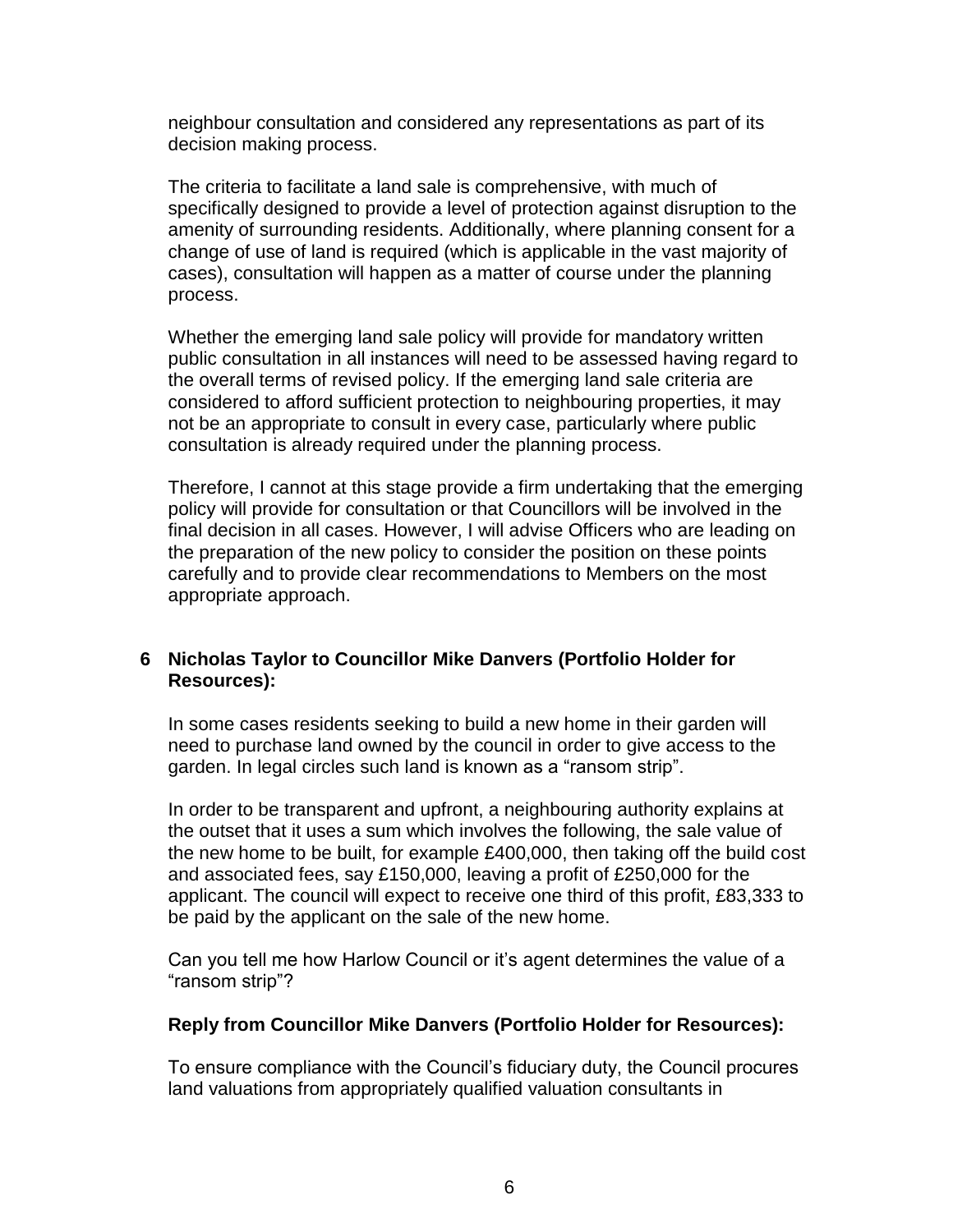neighbour consultation and considered any representations as part of its decision making process.

The criteria to facilitate a land sale is comprehensive, with much of specifically designed to provide a level of protection against disruption to the amenity of surrounding residents. Additionally, where planning consent for a change of use of land is required (which is applicable in the vast majority of cases), consultation will happen as a matter of course under the planning process.

Whether the emerging land sale policy will provide for mandatory written public consultation in all instances will need to be assessed having regard to the overall terms of revised policy. If the emerging land sale criteria are considered to afford sufficient protection to neighbouring properties, it may not be an appropriate to consult in every case, particularly where public consultation is already required under the planning process.

Therefore, I cannot at this stage provide a firm undertaking that the emerging policy will provide for consultation or that Councillors will be involved in the final decision in all cases. However, I will advise Officers who are leading on the preparation of the new policy to consider the position on these points carefully and to provide clear recommendations to Members on the most appropriate approach.

## 6 Nicholas Taylor to Councillor Mike Danvers (Portfolio Holder for Resources):

In some cases residents seeking to build a new home in their garden will need to purchase land owned by the council in order to give access to the garden. In legal circles such land is known as a “ransom strip”.

In order to be transparent and upfront, a neighbouring authority explains at the outset that it uses a sum which involves the following, the sale value of the new home to be built, for example £400,000, then taking off the build cost and associated fees, say £150,000, leaving a profit of £250,000 for the applicant. The council will expect to receive one third of this profit, £83,333 to be paid by the applicant on the sale of the new home.

Can you tell me how Harlow Council or it’s agent determines the value of a “ransom strip”?

**Reply from Councillor Mike Danvers (Portfolio Holder for Resources):**

To ensure compliance with the Council’s fiduciary duty, the Council procures land valuations from appropriately qualified valuation consultants in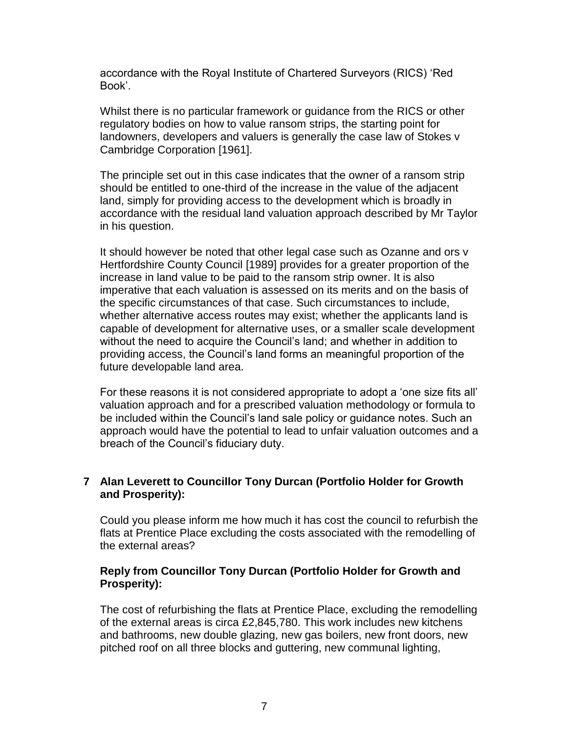accordance with the Royal Institute of Chartered Surveyors (RICS) 'Red Book'.

Whilst there is no particular framework or guidance from the RICS or other regulatory bodies on how to value ransom strips, the starting point for landowners, developers and valuers is generally the case law of Stokes v Cambridge Corporation [1961].

The principle set out in this case indicates that the owner of a ransom strip should be entitled to one-third of the increase in the value of the adjacent land, simply for providing access to the development which is broadly in accordance with the residual land valuation approach described by Mr Taylor in his question.

It should however be noted that other legal case such as Ozanne and ors v Hertfordshire County Council [1989] provides for a greater proportion of the increase in land value to be paid to the ransom strip owner. It is also imperative that each valuation is assessed on its merits and on the basis of the specific circumstances of that case. Such circumstances to include, whether alternative access routes may exist; whether the applicants land is capable of development for alternative uses, or a smaller scale development without the need to acquire the Council's land; and whether in addition to providing access, the Council's land forms an meaningful proportion of the future developable land area.

For these reasons it is not considered appropriate to adopt a 'one size fits all' valuation approach and for a prescribed valuation methodology or formula to be included within the Council's land sale policy or guidance notes. Such an approach would have the potential to lead to unfair valuation outcomes and a breach of the Council's fiduciary duty.

## 7 Alan Leverett to Councillor Tony Durcan (Portfolio Holder for Growth and Prosperity):

Could you please inform me how much it has cost the council to refurbish the flats at Prentice Place excluding the costs associated with the remodelling of the external areas?

**Reply from Councillor Tony Durcan (Portfolio Holder for Growth and Prosperity):**

The cost of refurbishing the flats at Prentice Place, excluding the remodelling of the external areas is circa £2,845,780. This work includes new kitchens and bathrooms, new double glazing, new gas boilers, new front doors, new pitched roof on all three blocks and guttering, new communal lighting,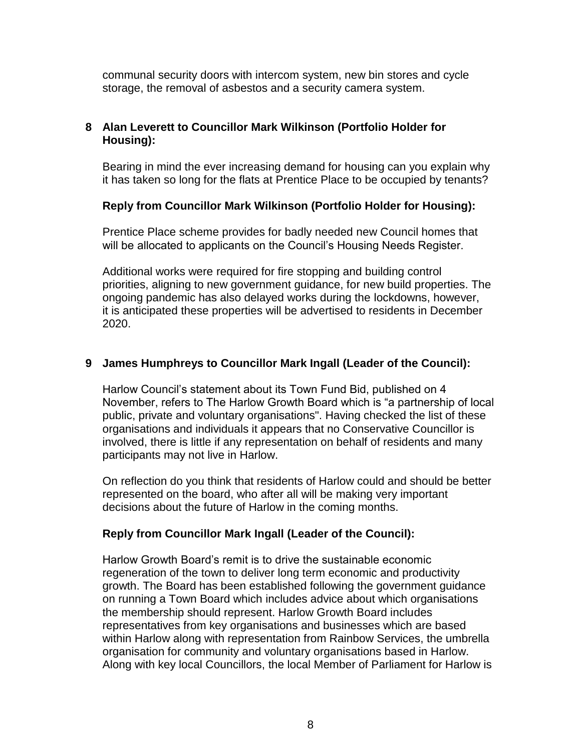communal security doors with intercom system, new bin stores and cycle storage, the removal of asbestos and a security camera system.

**8 Alan Leverett to Councillor Mark Wilkinson (Portfolio Holder for Housing):**

Bearing in mind the ever increasing demand for housing can you explain why it has taken so long for the flats at Prentice Place to be occupied by tenants?

**Reply from Councillor Mark Wilkinson (Portfolio Holder for Housing):**

Prentice Place scheme provides for badly needed new Council homes that will be allocated to applicants on the Council's Housing Needs Register.

Additional works were required for fire stopping and building control priorities, aligning to new government guidance, for new build properties. The ongoing pandemic has also delayed works during the lockdowns, however, it is anticipated these properties will be advertised to residents in December 2020.

**9 James Humphreys to Councillor Mark Ingall (Leader of the Council):**

Harlow Council's statement about its Town Fund Bid, published on 4 November, refers to The Harlow Growth Board which is "a partnership of local public, private and voluntary organisations". Having checked the list of these organisations and individuals it appears that no Conservative Councillor is involved, there is little if any representation on behalf of residents and many participants may not live in Harlow.

On reflection do you think that residents of Harlow could and should be better represented on the board, who after all will be making very important decisions about the future of Harlow in the coming months.

**Reply from Councillor Mark Ingall (Leader of the Council):**

Harlow Growth Board's remit is to drive the sustainable economic regeneration of the town to deliver long term economic and productivity growth. The Board has been established following the government guidance on running a Town Board which includes advice about which organisations the membership should represent. Harlow Growth Board includes representatives from key organisations and businesses which are based within Harlow along with representation from Rainbow Services, the umbrella organisation for community and voluntary organisations based in Harlow. Along with key local Councillors, the local Member of Parliament for Harlow is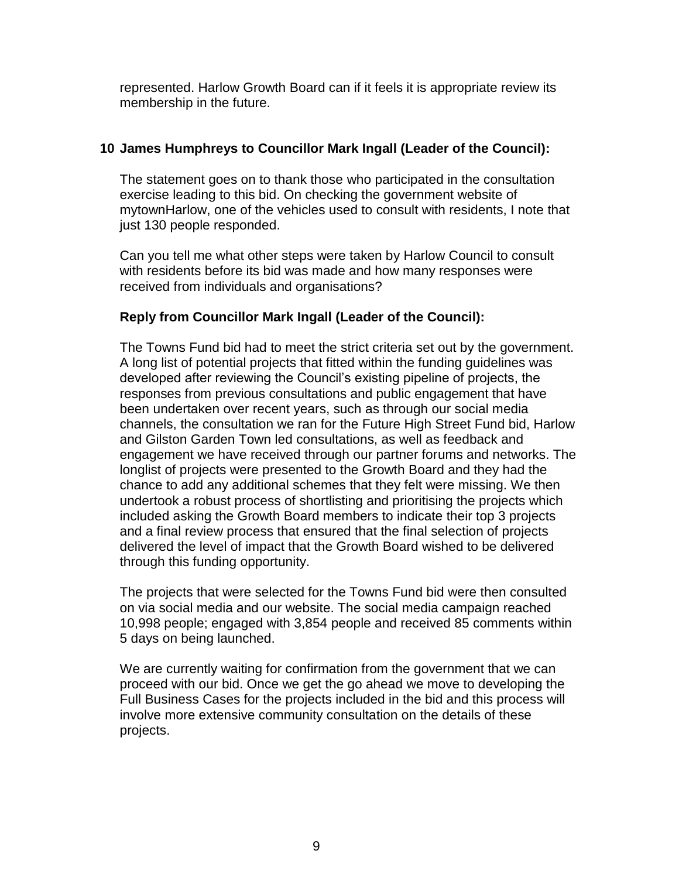represented. Harlow Growth Board can if it feels it is appropriate review its membership in the future.

**10 James Humphreys to Councillor Mark Ingall (Leader of the Council):**

The statement goes on to thank those who participated in the consultation exercise leading to this bid. On checking the government website of mytownHarlow, one of the vehicles used to consult with residents, I note that just 130 people responded.

Can you tell me what other steps were taken by Harlow Council to consult with residents before its bid was made and how many responses were received from individuals and organisations?

**Reply from Councillor Mark Ingall (Leader of the Council):**

The Towns Fund bid had to meet the strict criteria set out by the government. A long list of potential projects that fitted within the funding guidelines was developed after reviewing the Council's existing pipeline of projects, the responses from previous consultations and public engagement that have been undertaken over recent years, such as through our social media channels, the consultation we ran for the Future High Street Fund bid, Harlow and Gilston Garden Town led consultations, as well as feedback and engagement we have received through our partner forums and networks. The longlist of projects were presented to the Growth Board and they had the chance to add any additional schemes that they felt were missing. We then undertook a robust process of shortlisting and prioritising the projects which included asking the Growth Board members to indicate their top 3 projects and a final review process that ensured that the final selection of projects delivered the level of impact that the Growth Board wished to be delivered through this funding opportunity.

The projects that were selected for the Towns Fund bid were then consulted on via social media and our website. The social media campaign reached 10,998 people; engaged with 3,854 people and received 85 comments within 5 days on being launched.

We are currently waiting for confirmation from the government that we can proceed with our bid. Once we get the go ahead we move to developing the Full Business Cases for the projects included in the bid and this process will involve more extensive community consultation on the details of these projects.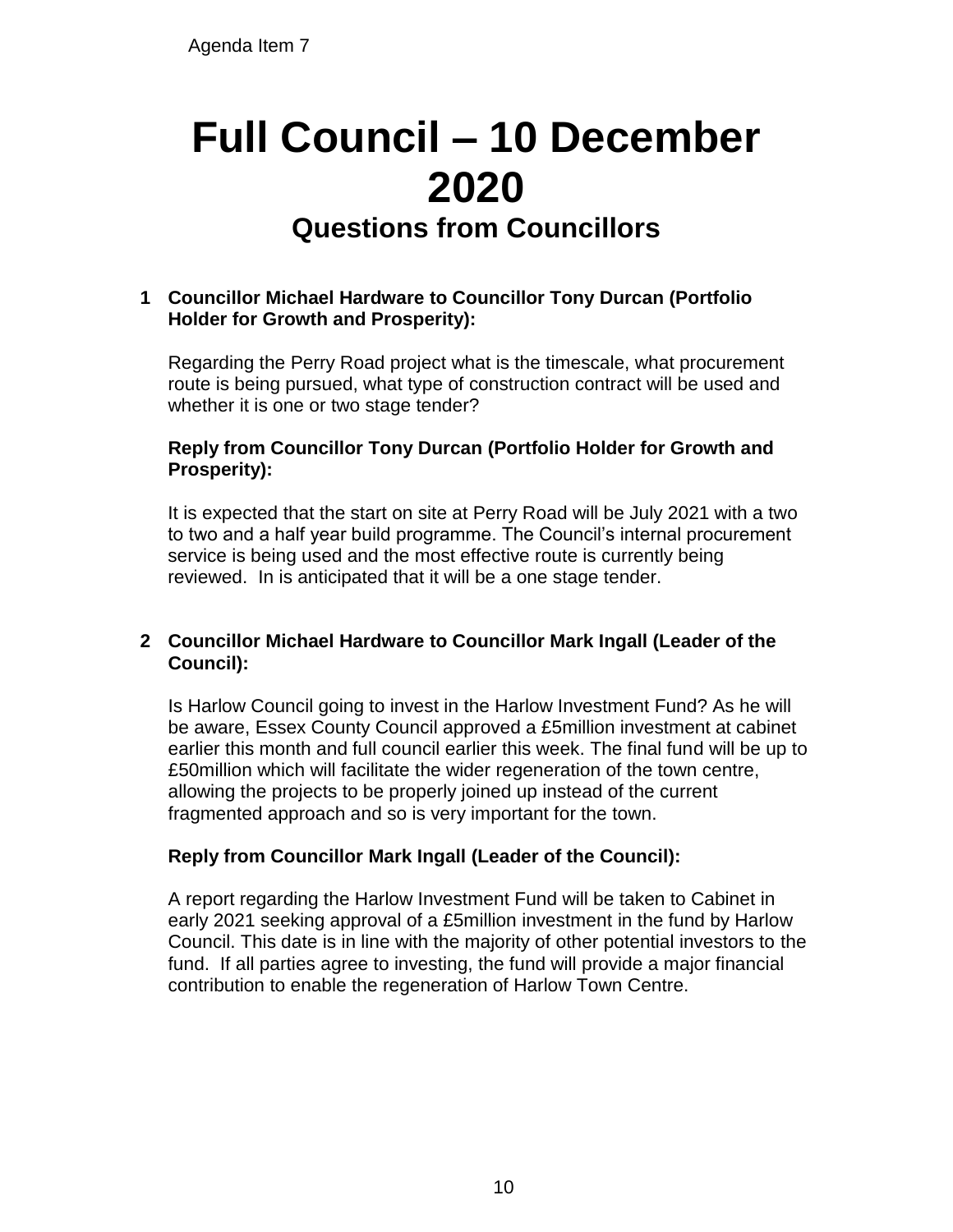Agenda Item 7

# Full Council – 10 December 2020

## Questions from Councillors

**1 Councillor Michael Hardware to Councillor Tony Durcan (Portfolio Holder for Growth and Prosperity):**

Regarding the Perry Road project what is the timescale, what procurement route is being pursued, what type of construction contract will be used and whether it is one or two stage tender?

**Reply from Councillor Tony Durcan (Portfolio Holder for Growth and Prosperity):**

It is expected that the start on site at Perry Road will be July 2021 with a two to two and a half year build programme. The Council's internal procurement service is being used and the most effective route is currently being reviewed. In is anticipated that it will be a one stage tender.

**2 Councillor Michael Hardware to Councillor Mark Ingall (Leader of the Council):**

Is Harlow Council going to invest in the Harlow Investment Fund? As he will be aware, Essex County Council approved a £5million investment at cabinet earlier this month and full council earlier this week. The final fund will be up to £50million which will facilitate the wider regeneration of the town centre, allowing the projects to be properly joined up instead of the current fragmented approach and so is very important for the town.

**Reply from Councillor Mark Ingall (Leader of the Council):**

A report regarding the Harlow Investment Fund will be taken to Cabinet in early 2021 seeking approval of a £5million investment in the fund by Harlow Council. This date is in line with the majority of other potential investors to the fund. If all parties agree to investing, the fund will provide a major financial contribution to enable the regeneration of Harlow Town Centre.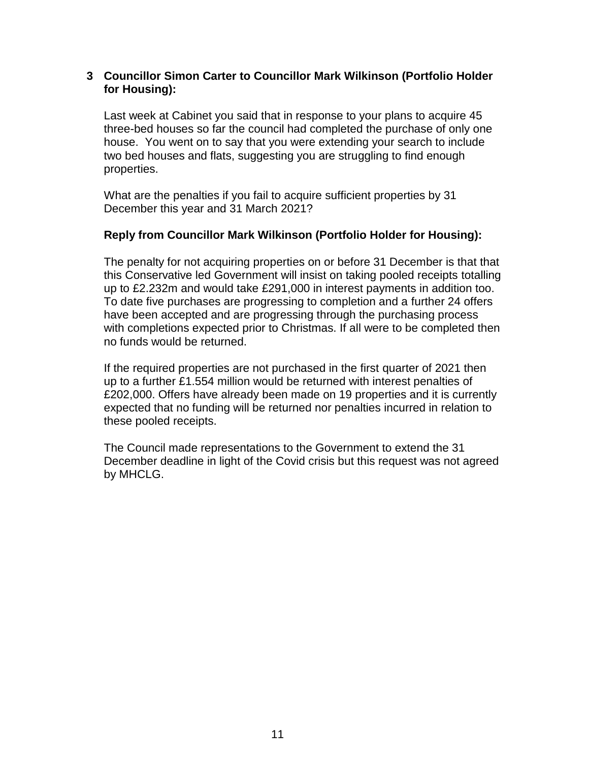**3 Councillor Simon Carter to Councillor Mark Wilkinson (Portfolio Holder for Housing):**

Last week at Cabinet you said that in response to your plans to acquire 45 three-bed houses so far the council had completed the purchase of only one house. You went on to say that you were extending your search to include two bed houses and flats, suggesting you are struggling to find enough properties.

What are the penalties if you fail to acquire sufficient properties by 31 December this year and 31 March 2021?

**Reply from Councillor Mark Wilkinson (Portfolio Holder for Housing):**

The penalty for not acquiring properties on or before 31 December is that that this Conservative led Government will insist on taking pooled receipts totalling up to £2.232m and would take £291,000 in interest payments in addition too. To date five purchases are progressing to completion and a further 24 offers have been accepted and are progressing through the purchasing process with completions expected prior to Christmas. If all were to be completed then no funds would be returned.

If the required properties are not purchased in the first quarter of 2021 then up to a further £1.554 million would be returned with interest penalties of £202,000. Offers have already been made on 19 properties and it is currently expected that no funding will be returned nor penalties incurred in relation to these pooled receipts.

The Council made representations to the Government to extend the 31 December deadline in light of the Covid crisis but this request was not agreed by MHCLG.